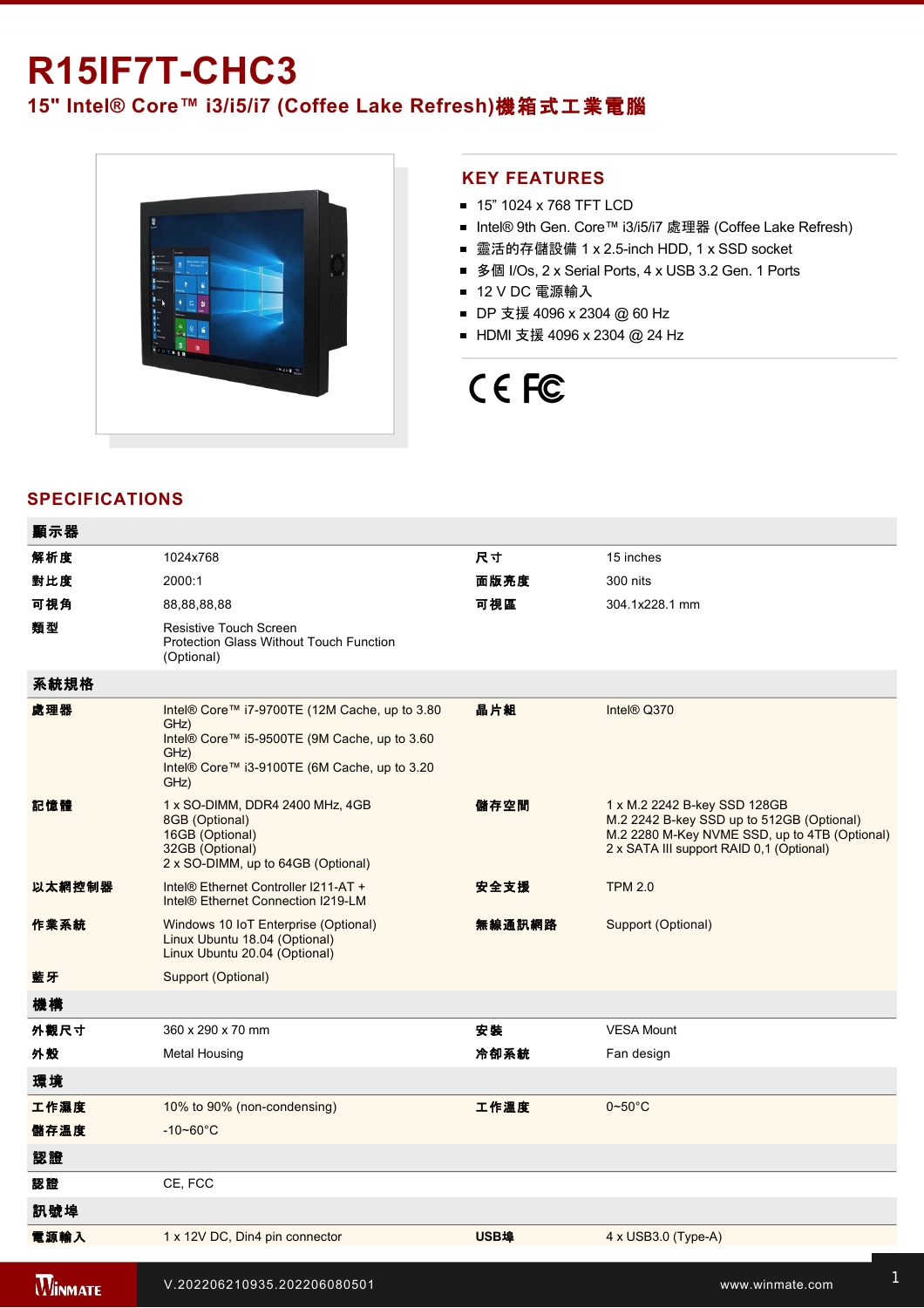# R15IF7T-CHC3

## 15" Intel® Core™ i3/i5/i7 (Coffee Lake Refresh)機箱式工業電腦

## KEY FEATURES

- 15" 1024 x 768 TFT LCD
- Intel® 9th Gen. Core™ i3/i5/i7 處理器 (Coffee Lake Refresh)
- 靈活的存儲設備 1 x 2.5-inch HDD, 1 x SSD socket
- 多個 I/Os, 2 x Serial Ports, 4 x USB 3.2 Gen. 1 Ports
- 12 V DC 電源輸入
- DP 支援 4096 x 2304 @ 60 Hz
- HDMI 支援 4096 x 2304 @ 24 Hz

## SPECIFICATIONS

| 顯示器 | | | |
|---|---|---|---|
| 解析度 | 1024x768 | 尺寸 | 15 inches |
| 對比度 | 2000:1 | 面版亮度 | 300 nits |
| 可視角 | 88,88,88,88 | 可視區 | 304.1x228.1 mm |
| 類型 | Resistive Touch Screen<br>Protection Glass Without Touch Function (Optional) | | |
| **系統規格** | | | |
| 處理器 | Intel® Core™ i7-9700TE (12M Cache, up to 3.80 GHz)<br>Intel® Core™ i5-9500TE (9M Cache, up to 3.60 GHz)<br>Intel® Core™ i3-9100TE (6M Cache, up to 3.20 GHz) | 晶片組 | Intel® Q370 |
| 記憶體 | 1 x SO-DIMM, DDR4 2400 MHz, 4GB<br>8GB (Optional)<br>16GB (Optional)<br>32GB (Optional)<br>2 x SO-DIMM, up to 64GB (Optional) | 儲存空間 | 1 x M.2 2242 B-key SSD 128GB<br>M.2 2242 B-key SSD up to 512GB (Optional)<br>M.2 2280 M-Key NVME SSD, up to 4TB (Optional)<br>2 x SATA III support RAID 0,1 (Optional) |
| 以太網控制器 | Intel® Ethernet Controller I211-AT +<br>Intel® Ethernet Connection I219-LM | 安全支援 | TPM 2.0 |
| 作業系統 | Windows 10 IoT Enterprise (Optional)<br>Linux Ubuntu 18.04 (Optional)<br>Linux Ubuntu 20.04 (Optional) | 無線通訊網路 | Support (Optional) |
| 藍牙 | Support (Optional) | | |
| **機構** | | | |
| 外觀尺寸 | 360 x 290 x 70 mm | 安裝 | VESA Mount |
| 外殼 | Metal Housing | 冷卻系統 | Fan design |
| **環境** | | | |
| 工作濕度 | 10% to 90% (non-condensing) | 工作溫度 | 0~50°C |
| 儲存溫度 | -10~60°C | | |
| **認證** | | | |
| 認證 | CE, FCC | | |
| **訊號埠** | | | |
| 電源輸入 | 1 x 12V DC, Din4 pin connector | USB埠 | 4 x USB3.0 (Type-A) |

V.202206210935.202206080501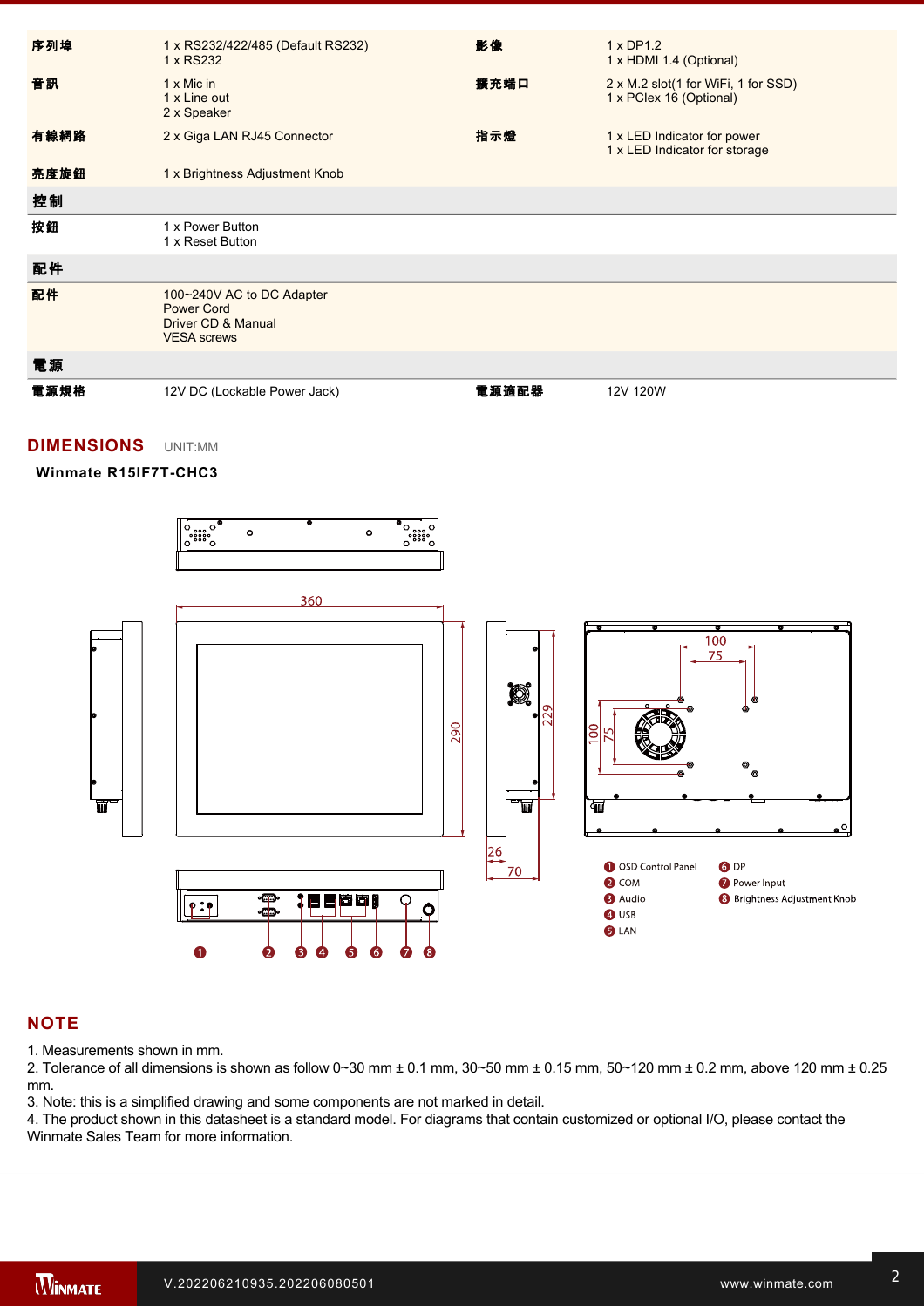| | | | |
|---|---|---|---|
| 序列埠 | 1 x RS232/422/485 (Default RS232)<br>1 x RS232 | 影像 | 1 x DP1.2<br>1 x HDMI 1.4 (Optional) |
| 音訊 | 1 x Mic in<br>1 x Line out<br>2 x Speaker | 擴充端口 | 2 x M.2 slot(1 for WiFi, 1 for SSD)<br>1 x PClex 16 (Optional) |
| 有線網路 | 2 x Giga LAN RJ45 Connector | 指示燈 | 1 x LED Indicator for power<br>1 x LED Indicator for storage |
| 亮度旋鈕 | 1 x Brightness Adjustment Knob | | |

## 控制

| | |
|---|---|
| 按鈕 | 1 x Power Button<br>1 x Reset Button |

## 配件

| | |
|---|---|
| 配件 | 100~240V AC to DC Adapter<br>Power Cord<br>Driver CD & Manual<br>VESA screws |

## 電源

| | | | |
|---|---|---|---|
| 電源規格 | 12V DC (Lockable Power Jack) | 電源適配器 | 12V 120W |

## DIMENSIONS UNIT:MM

**Winmate R15IF7T-CHC3**

360
290
229
100
75
100
75
26
70

1 OSD Control Panel
2 COM
3 Audio
4 USB
5 LAN
6 DP
7 Power Input
8 Brightness Adjustment Knob

## NOTE

1. Measurements shown in mm.
2. Tolerance of all dimensions is shown as follow 0~30 mm ± 0.1 mm, 30~50 mm ± 0.15 mm, 50~120 mm ± 0.2 mm, above 120 mm ± 0.25 mm.
3. Note: this is a simplified drawing and some components are not marked in detail.
4. The product shown in this datasheet is a standard model. For diagrams that contain customized or optional I/O, please contact the Winmate Sales Team for more information.